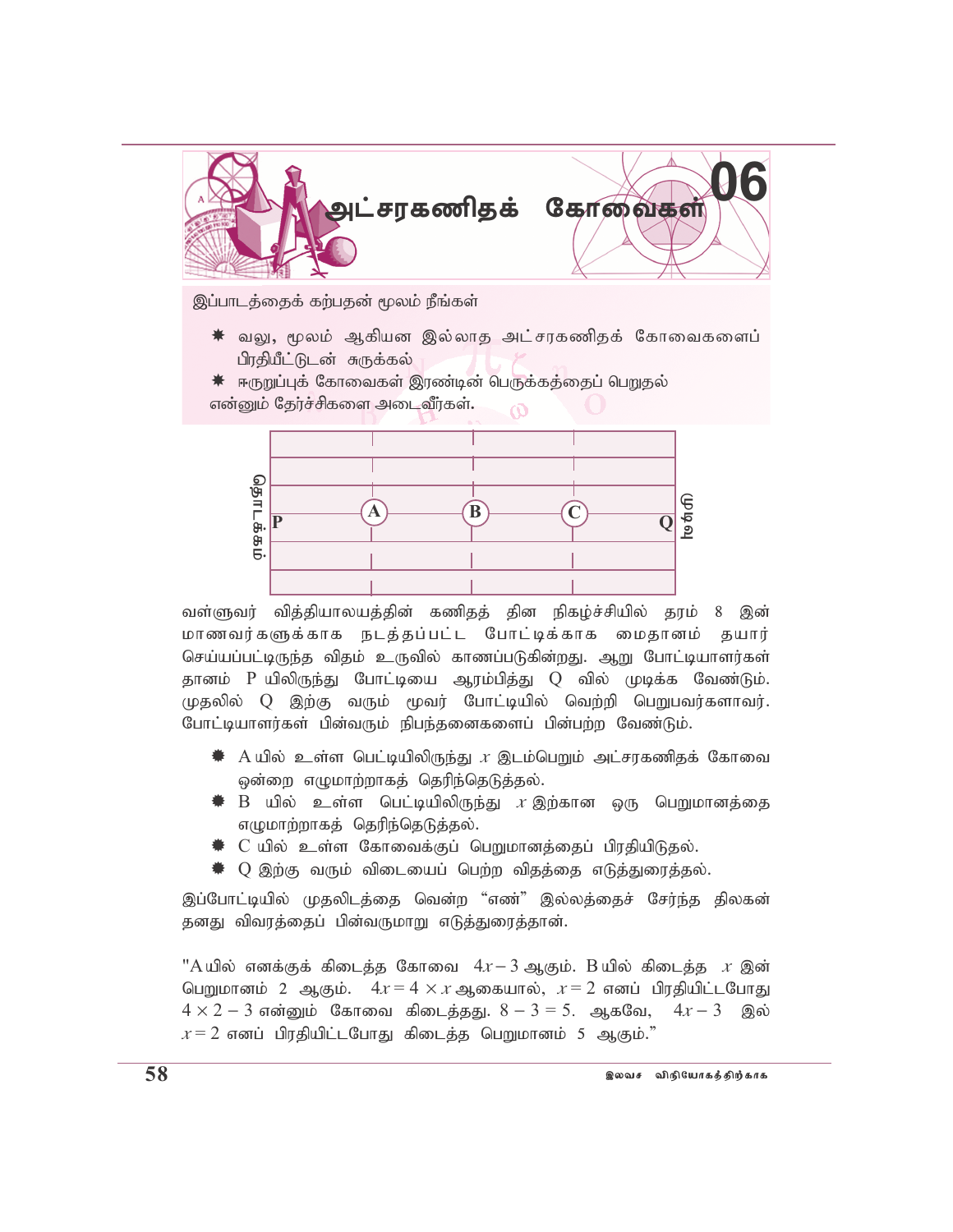# 06 அட்சரகணிதக் கோவைகள்

இப்பாடத்தைக் கற்பதன் மூலம் நீங்கள்

- வலு, மூலம் ஆகியன இல்லாத அட்சரகணிதக் கோவைகளைப் பிரதியீட்டுடன் சுருக்கல்
- ஈருறுப்புக் கோவைகள் இரண்டின் பெருக்கத்தைப் பெறுதல்

என்னும் தேர்ச்சிகளை அடைவீர்கள்.

தொடக்கம் P — A — B — C — Q முடிவு

வள்ளுவர் வித்தியாலயத்தின் கணிதத் தின நிகழ்ச்சியில் தரம் 8 இன் மாணவர்களுக்காக நடத்தப்பட்ட போட்டிக்காக மைதானம் தயார் செய்யப்பட்டிருந்த விதம் உருவில் காணப்படுகின்றது. ஆறு போட்டியாளர்கள் தானம் P யிலிருந்து போட்டியை ஆரம்பித்து Q வில் முடிக்க வேண்டும். முதலில் Q இற்கு வரும் மூவர் போட்டியில் வெற்றி பெறுபவர்களாவர். போட்டியாளர்கள் பின்வரும் நிபந்தனைகளைப் பின்பற்ற வேண்டும்.

- A யில் உள்ள பெட்டியிலிருந்து $x$ இடம்பெறும் அட்சரகணிதக் கோவை ஒன்றை எழுமாற்றாகத் தெரிந்தெடுத்தல்.
- B யில் உள்ள பெட்டியிலிருந்து $x$ இற்கான ஒரு பெறுமானத்தை எழுமாற்றாகத் தெரிந்தெடுத்தல்.
- C யில் உள்ள கோவைக்குப் பெறுமானத்தைப் பிரதியிடுதல்.
- Q இற்கு வரும் விடையைப் பெற்ற விதத்தை எடுத்துரைத்தல்.

இப்போட்டியில் முதலிடத்தை வென்ற "எண்" இல்லத்தைச் சேர்ந்த திலகன் தனது விவரத்தைப் பின்வருமாறு எடுத்துரைத்தான்.

"A யில் எனக்குக் கிடைத்த கோவை $4x - 3$ ஆகும். B யில் கிடைத்த $x$ இன் பெறுமானம் 2 ஆகும். $4x = 4 \times x$ ஆகையால், $x = 2$ எனப் பிரதியிட்டபோது $4 \times 2 - 3$ என்னும் கோவை கிடைத்தது. $8 - 3 = 5$. ஆகவே, $4x - 3$ இல் $x = 2$ எனப் பிரதியிட்டபோது கிடைத்த பெறுமானம் 5 ஆகும்."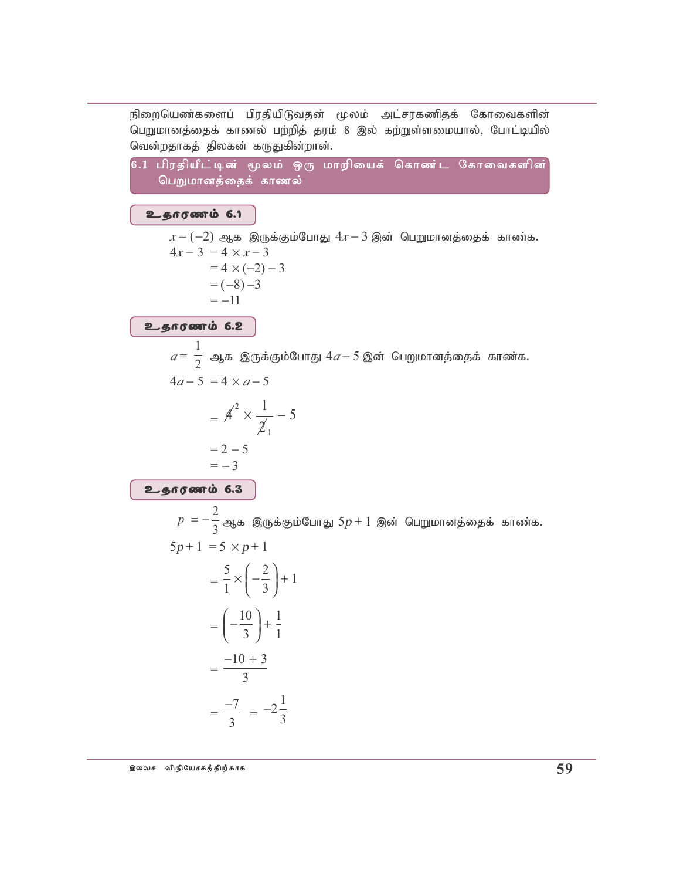நிறையெண்களைப் பிரதியிடுவதன் மூலம் அட்சரகணிதக் கோவைகளின் பெறுமானத்தைக் காணல் பற்றித் தரம் 8 இல் கற்றுள்ளமையால், போட்டியில் வென்றதாகத் திலகன் கருதுகின்றான்.

## 6.1 பிரதியீட்டின் மூலம் ஒரு மாறியைக் கொண்ட கோவைகளின் பெறுமானத்தைக் காணல்

### உதாரணம் 6.1

$x = (-2)$ ஆக இருக்கும்போது $4x - 3$ இன் பெறுமானத்தைக் காண்க.

$$
\begin{aligned}
4x - 3 &= 4 \times x - 3 \\
&= 4 \times (-2) - 3 \\
&= (-8) - 3 \\
&= -11
\end{aligned}
$$

### உதாரணம் 6.2

$a = \frac{1}{2}$ ஆக இருக்கும்போது $4a - 5$ இன் பெறுமானத்தைக் காண்க.

$$
\begin{aligned}
4a - 5 &= 4 \times a - 5 \\
&= \cancel{4}^{2} \times \frac{1}{\cancel{2}_{1}} - 5 \\
&= 2 - 5 \\
&= -3
\end{aligned}
$$

### உதாரணம் 6.3

$p = -\frac{2}{3}$ ஆக இருக்கும்போது $5p + 1$ இன் பெறுமானத்தைக் காண்க.

$$
\begin{aligned}
5p + 1 &= 5 \times p + 1 \\
&= \frac{5}{1} \times \left(-\frac{2}{3}\right) + 1 \\
&= \left(-\frac{10}{3}\right) + \frac{1}{1} \\
&= \frac{-10 + 3}{3} \\
&= \frac{-7}{3} = -2\frac{1}{3}
\end{aligned}
$$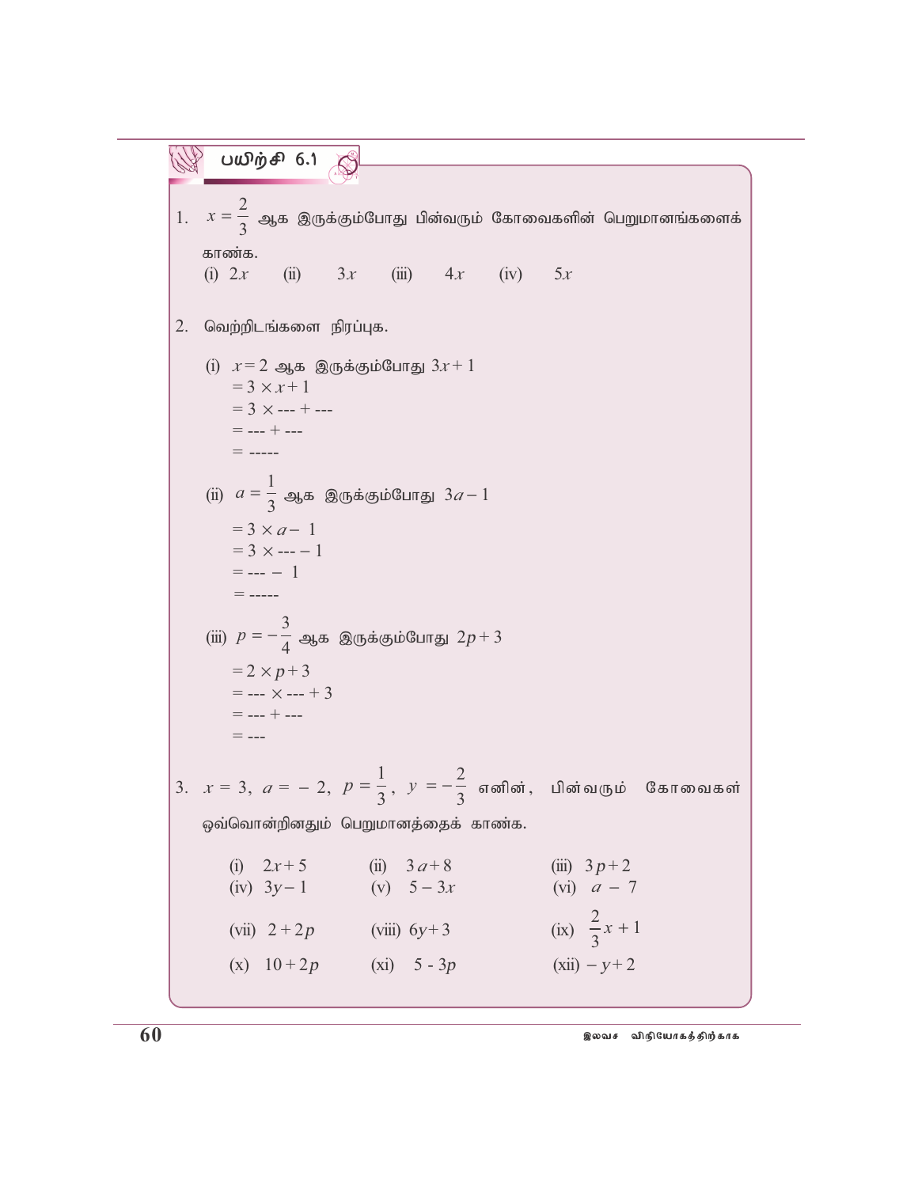## பயிற்சி 6.1

1. $x = \frac{2}{3}$ ஆக இருக்கும்போது பின்வரும் கோவைகளின் பெறுமானங்களைக் காண்க.

   (i) $2x$ (ii) $3x$ (iii) $4x$ (iv) $5x$

2. வெற்றிடங்களை நிரப்புக.

   (i) $x = 2$ ஆக இருக்கும்போது $3x + 1$
   $= 3 \times x + 1$
   $= 3 \times$ --- + ---
   = --- + ---
   = -----

   (ii) $a = \frac{1}{3}$ ஆக இருக்கும்போது $3a - 1$
   $= 3 \times a - 1$
   $= 3 \times$ --- $- 1$
   = --- $- 1$
   = -----

   (iii) $p = -\frac{3}{4}$ ஆக இருக்கும்போது $2p + 3$
   $= 2 \times p + 3$
   = --- × --- + 3
   = --- + ---
   = ---

3. $x = 3$, $a = -2$, $p = \frac{1}{3}$, $y = -\frac{2}{3}$ எனின், பின்வரும் கோவைகள் ஒவ்வொன்றினதும் பெறுமானத்தைக் காண்க.

   (i) $2x + 5$ (ii) $3a + 8$ (iii) $3p + 2$
   (iv) $3y - 1$ (v) $5 - 3x$ (vi) $a - 7$
   (vii) $2 + 2p$ (viii) $6y + 3$ (ix) $\frac{2}{3}x + 1$
   (x) $10 + 2p$ (xi) $5 - 3p$ (xii) $-y + 2$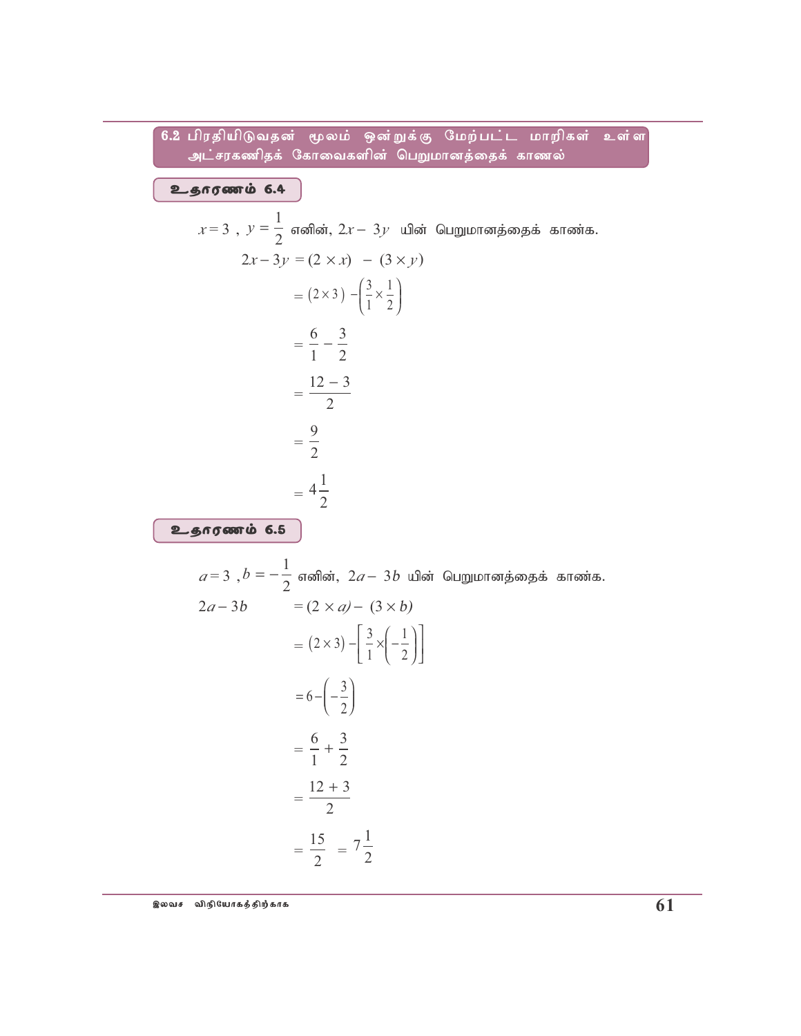## 6.2 பிரதியிடுவதன் மூலம் ஒன்றுக்கு மேற்பட்ட மாறிகள் உள்ள அட்சரகணிதக் கோவைகளின் பெறுமானத்தைக் காணல்

### உதாரணம் 6.4

$x = 3$ , $y = \frac{1}{2}$ எனின், $2x - 3y$ யின் பெறுமானத்தைக் காண்க.

$$2x - 3y = (2 \times x) - (3 \times y)$$

$$= (2 \times 3) - \left(\frac{3}{1} \times \frac{1}{2}\right)$$

$$= \frac{6}{1} - \frac{3}{2}$$

$$= \frac{12 - 3}{2}$$

$$= \frac{9}{2}$$

$$= 4\frac{1}{2}$$

### உதாரணம் 6.5

$a = 3$ , $b = -\frac{1}{2}$ எனின், $2a - 3b$ யின் பெறுமானத்தைக் காண்க.

$$2a - 3b = (2 \times a) - (3 \times b)$$

$$= (2 \times 3) - \left[\frac{3}{1} \times \left(-\frac{1}{2}\right)\right]$$

$$= 6 - \left(-\frac{3}{2}\right)$$

$$= \frac{6}{1} + \frac{3}{2}$$

$$= \frac{12 + 3}{2}$$

$$= \frac{15}{2} = 7\frac{1}{2}$$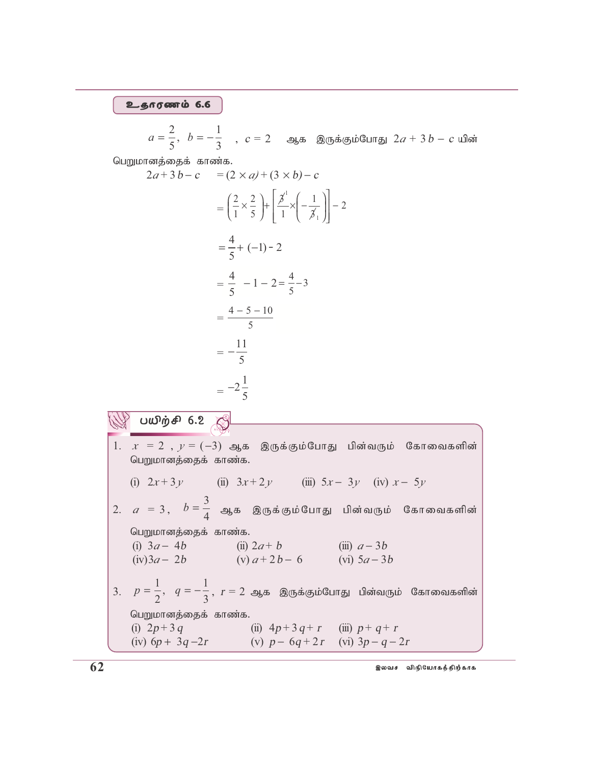## உதாரணம் 6.6

$a = \frac{2}{5}$, $b = -\frac{1}{3}$ , $c = 2$ ஆக இருக்கும்போது $2a + 3b - c$ யின் பெறுமானத்தைக் காண்க.

$$2a+3b-c = (2 \times a) + (3 \times b) - c$$

$$= \left(\frac{2}{1} \times \frac{2}{5}\right) + \left[\frac{\cancel{3}^{1}}{1} \times \left(-\frac{1}{\cancel{3}_{1}}\right)\right] - 2$$

$$= \frac{4}{5} + (-1) - 2$$

$$= \frac{4}{5} - 1 - 2 = \frac{4}{5} - 3$$

$$= \frac{4-5-10}{5}$$

$$= -\frac{11}{5}$$

$$= -2\frac{1}{5}$$

## பயிற்சி 6.2

1. $x = 2$ , $y = (-3)$ ஆக இருக்கும்போது பின்வரும் கோவைகளின் பெறுமானத்தைக் காண்க.

   (i) $2x+3y$ (ii) $3x+2y$ (iii) $5x - 3y$ (iv) $x - 5y$

2. $a = 3$, $b = \frac{3}{4}$ ஆக இருக்கும்போது பின்வரும் கோவைகளின் பெறுமானத்தைக் காண்க.

   (i) $3a - 4b$ (ii) $2a + b$ (iii) $a - 3b$

   (iv) $3a - 2b$ (v) $a + 2b - 6$ (vi) $5a - 3b$

3. $p = \frac{1}{2}$, $q = -\frac{1}{3}$, $r = 2$ ஆக இருக்கும்போது பின்வரும் கோவைகளின் பெறுமானத்தைக் காண்க.

   (i) $2p+3q$ (ii) $4p+3q+r$ (iii) $p+q+r$

   (iv) $6p + 3q - 2r$ (v) $p - 6q + 2r$ (vi) $3p - q - 2r$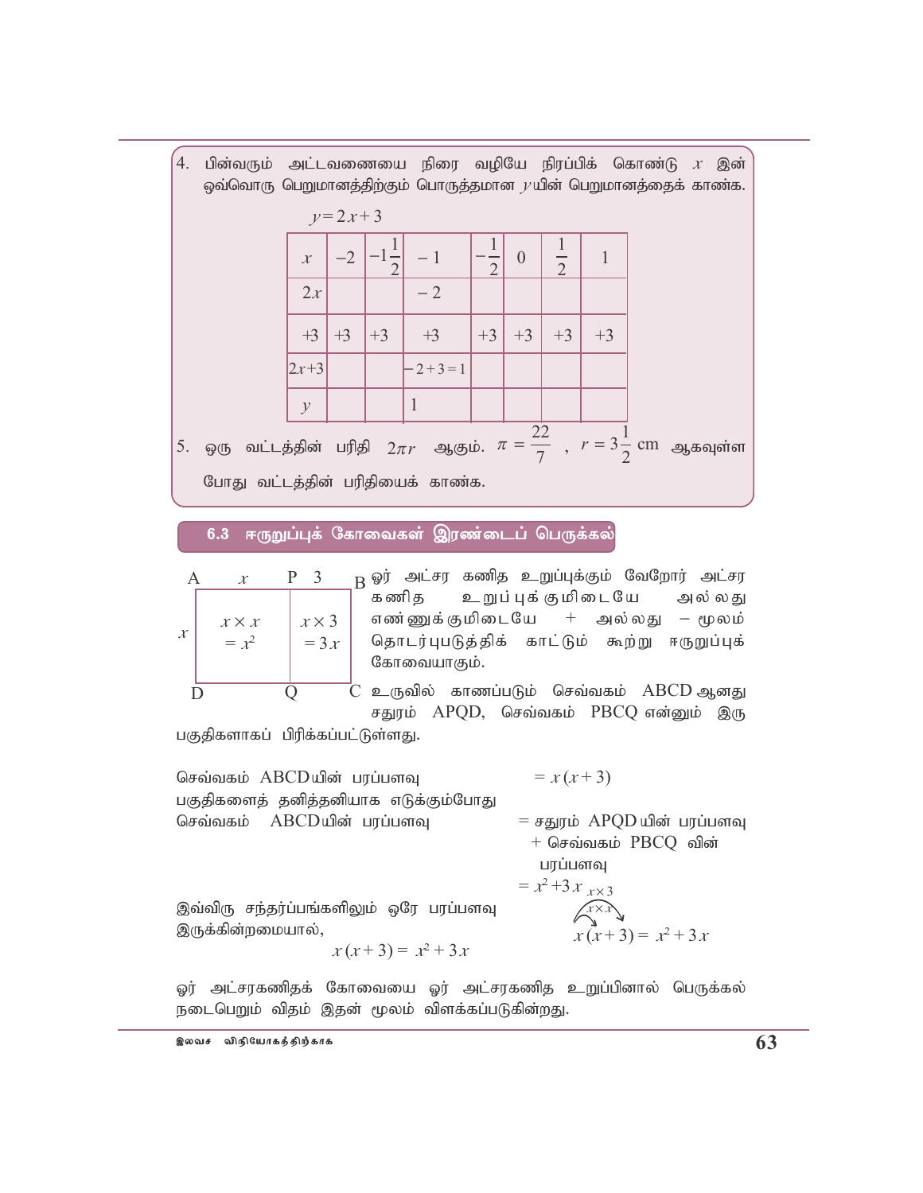4. பின்வரும் அட்டவணையை நிரை வழியே நிரப்பிக் கொண்டு $x$ இன் ஒவ்வொரு பெறுமானத்திற்கும் பொருத்தமான $y$ யின் பெறுமானத்தைக் காண்க.

$y = 2x + 3$

| $x$ | $-2$ | $-1\frac{1}{2}$ | $-1$ | $-\frac{1}{2}$ | $0$ | $\frac{1}{2}$ | $1$ |
|---|---|---|---|---|---|---|---|
| $2x$ | | | $-2$ | | | | |
| $+3$ | $+3$ | $+3$ | $+3$ | $+3$ | $+3$ | $+3$ | $+3$ |
| $2x+3$ | | | $-2+3=1$ | | | | |
| $y$ | | | $1$ | | | | |

5. ஒரு வட்டத்தின் பரிதி $2\pi r$ ஆகும். $\pi = \frac{22}{7}$ , $r = 3\frac{1}{2}$ cm ஆகவுள்ள போது வட்டத்தின் பரிதியைக் காண்க.

## 6.3 ஈருறுப்புக் கோவைகள் இரண்டைப் பெருக்கல்

| | $x$ | $3$ |
|---|---|---|
| $x$ | $x \times x = x^2$ | $x \times 3 = 3x$ |

(A, P, B மேலே; D, Q, C கீழே)

ஓர் அட்சர கணித உறுப்புக்கும் வேறோர் அட்சர கணித உறுப்புக்குமிடையே அல்லது எண்ணுக்குமிடையே + அல்லது − மூலம் தொடர்புபடுத்திக் காட்டும் கூற்று ஈருறுப்புக் கோவையாகும்.

உருவில் காணப்படும் செவ்வகம் ABCD ஆனது சதுரம் APQD, செவ்வகம் PBCQ என்னும் இரு பகுதிகளாகப் பிரிக்கப்பட்டுள்ளது.

செவ்வகம் ABCD யின் பரப்பளவு $= x(x+3)$

பகுதிகளைத் தனித்தனியாக எடுக்கும்போது

செவ்வகம் ABCD யின் பரப்பளவு = சதுரம் APQD யின் பரப்பளவு + செவ்வகம் PBCQ வின் பரப்பளவு

$= x^2 + 3x$

இவ்விரு சந்தர்ப்பங்களிலும் ஒரே பரப்பளவு இருக்கின்றமையால்,

$$x(x+3) = x^2 + 3x$$

$$x(x+3) = x^2 + 3x \quad (x \times x,\ x \times 3)$$

ஓர் அட்சரகணிதக் கோவையை ஓர் அட்சரகணித உறுப்பினால் பெருக்கல் நடைபெறும் விதம் இதன் மூலம் விளக்கப்படுகின்றது.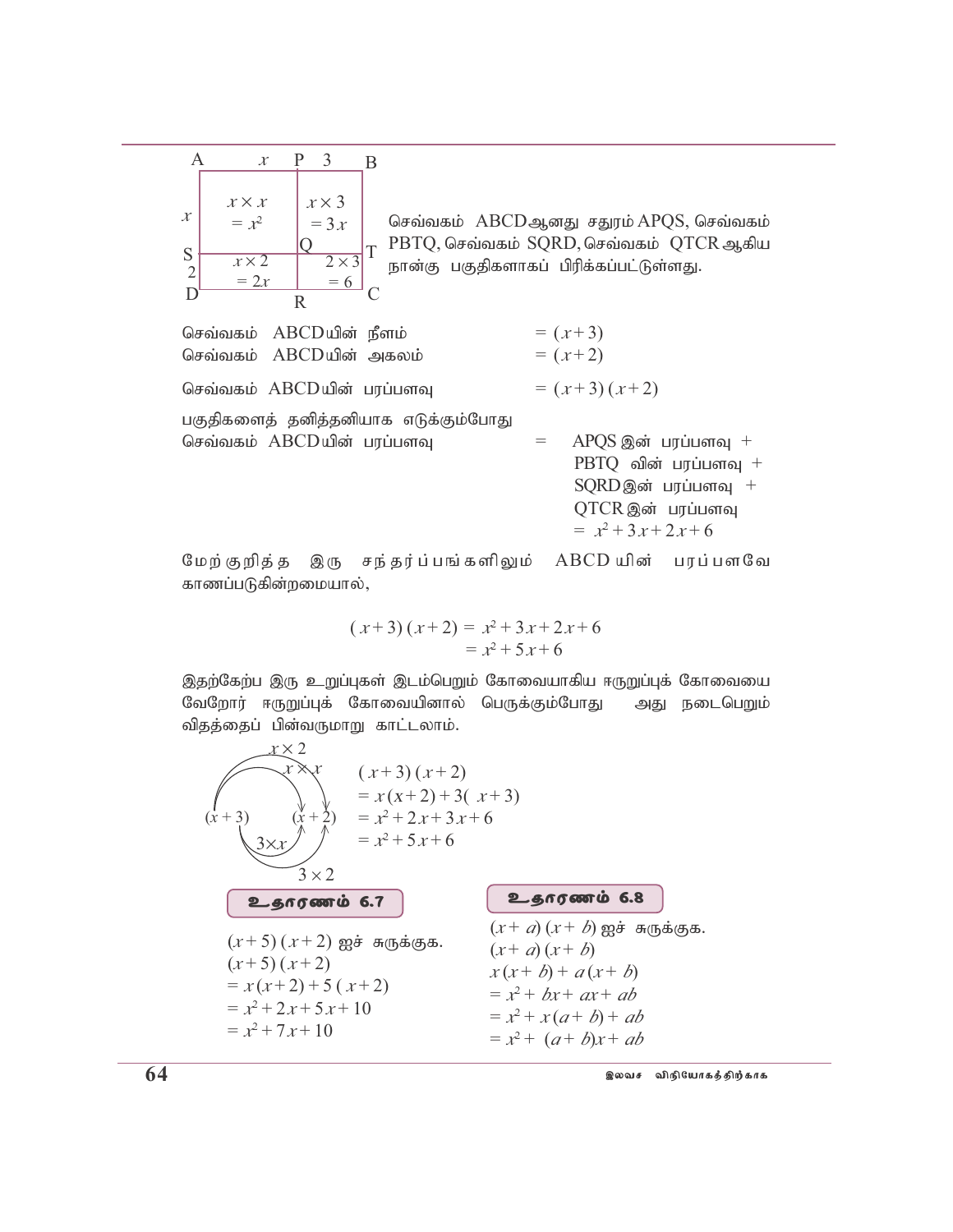செவ்வகம் ABCDஆனது சதுரம் APQS, செவ்வகம் PBTQ, செவ்வகம் SQRD, செவ்வகம் QTCR ஆகிய நான்கு பகுதிகளாகப் பிரிக்கப்பட்டுள்ளது.

| | $x$ | 3 |
|---|---|---|
| $x$ | $x \times x = x^2$ | $x \times 3 = 3x$ |
| 2 | $x \times 2 = 2x$ | $2 \times 3 = 6$ |

செவ்வகம் ABCDயின் நீளம் $= (x+3)$

செவ்வகம் ABCDயின் அகலம் $= (x+2)$

செவ்வகம் ABCDயின் பரப்பளவு $= (x+3)(x+2)$

பகுதிகளைத் தனித்தனியாக எடுக்கும்போது செவ்வகம் ABCDயின் பரப்பளவு = APQS இன் பரப்பளவு + PBTQ வின் பரப்பளவு + SQRD இன் பரப்பளவு + QTCR இன் பரப்பளவு

$= x^2 + 3x + 2x + 6$

மேற்குறித்த இரு சந்தர்ப்பங்களிலும் ABCD யின் பரப்பளவே காணப்படுகின்றமையால்,

$$(x+3)(x+2) = x^2 + 3x + 2x + 6$$
$$= x^2 + 5x + 6$$

இதற்கேற்ப இரு உறுப்புகள் இடம்பெறும் கோவையாகிய ஈருறுப்புக் கோவையை வேறோர் ஈருறுப்புக் கோவையினால் பெருக்கும்போது அது நடைபெறும் விதத்தைப் பின்வருமாறு காட்டலாம்.

$(x+3)\ (x+2)$ : $x \times x$, $x \times 2$, $3 \times x$, $3 \times 2$

$(x+3)(x+2)$
$= x(x+2) + 3(x+3)$
$= x^2 + 2x + 3x + 6$
$= x^2 + 5x + 6$

### உதாரணம் 6.7

$(x+5)(x+2)$ ஐச் சுருக்குக.

$(x+5)(x+2)$
$= x(x+2) + 5(x+2)$
$= x^2 + 2x + 5x + 10$
$= x^2 + 7x + 10$

### உதாரணம் 6.8

$(x+a)(x+b)$ ஐச் சுருக்குக.

$(x+a)(x+b)$
$x(x+b) + a(x+b)$
$= x^2 + bx + ax + ab$
$= x^2 + x(a+b) + ab$
$= x^2 + (a+b)x + ab$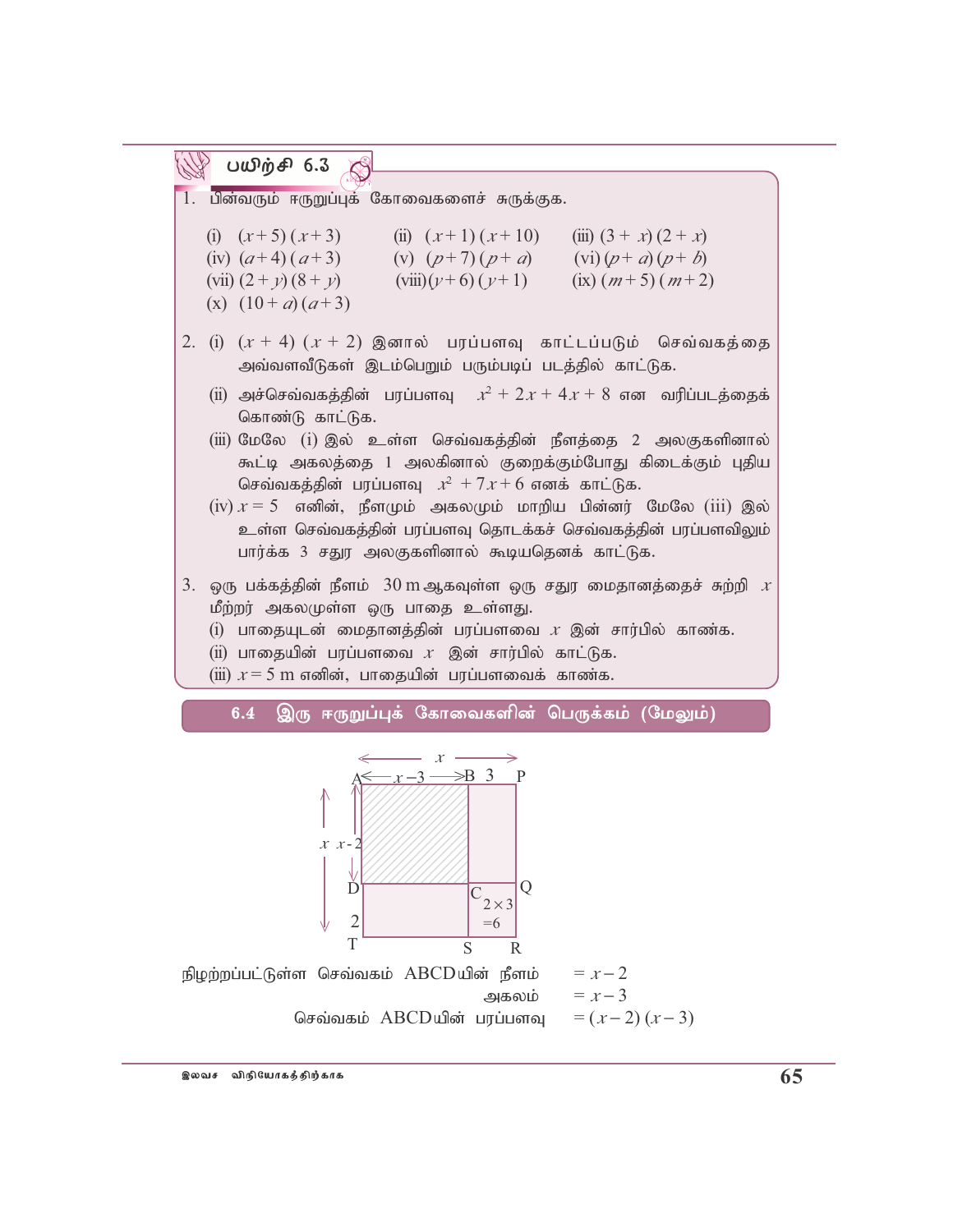## பயிற்சி 6.3

1. பின்வரும் ஈருறுப்புக் கோவைகளைச் சுருக்குக.

   (i) $(x+5)(x+3)$ (ii) $(x+1)(x+10)$ (iii) $(3+x)(2+x)$
   (iv) $(a+4)(a+3)$ (v) $(p+7)(p+a)$ (vi) $(p+a)(p+b)$
   (vii) $(2+y)(8+y)$ (viii) $(y+6)(y+1)$ (ix) $(m+5)(m+2)$
   (x) $(10+a)(a+3)$

2. (i) $(x+4)(x+2)$ இனால் பரப்பளவு காட்டப்படும் செவ்வகத்தை அவ்வளவீடுகள் இடம்பெறும் பரும்படிப் படத்தில் காட்டுக.

   (ii) அச்செவ்வகத்தின் பரப்பளவு $x^2 + 2x + 4x + 8$ என வரிப்படத்தைக் கொண்டு காட்டுக.

   (iii) மேலே (i) இல் உள்ள செவ்வகத்தின் நீளத்தை 2 அலகுகளினால் கூட்டி அகலத்தை 1 அலகினால் குறைக்கும்போது கிடைக்கும் புதிய செவ்வகத்தின் பரப்பளவு $x^2 + 7x + 6$ எனக் காட்டுக.

   (iv) $x = 5$ எனின், நீளமும் அகலமும் மாறிய பின்னர் மேலே (iii) இல் உள்ள செவ்வகத்தின் பரப்பளவு தொடக்கச் செவ்வகத்தின் பரப்பளவிலும் பார்க்க 3 சதுர அலகுகளினால் கூடியதெனக் காட்டுக.

3. ஒரு பக்கத்தின் நீளம் 30 m ஆகவுள்ள ஒரு சதுர மைதானத்தைச் சுற்றி $x$ மீற்றர் அகலமுள்ள ஒரு பாதை உள்ளது.

   (i) பாதையுடன் மைதானத்தின் பரப்பளவை $x$ இன் சார்பில் காண்க.

   (ii) பாதையின் பரப்பளவை $x$ இன் சார்பில் காட்டுக.

   (iii) $x = 5$ m எனின், பாதையின் பரப்பளவைக் காண்க.

## 6.4 இரு ஈருறுப்புக் கோவைகளின் பெருக்கம் (மேலும்)

நிழற்றப்பட்டுள்ள செவ்வகம் ABCDயின் நீளம் $= x-2$

அகலம் $= x-3$

செவ்வகம் ABCDயின் பரப்பளவு $= (x-2)(x-3)$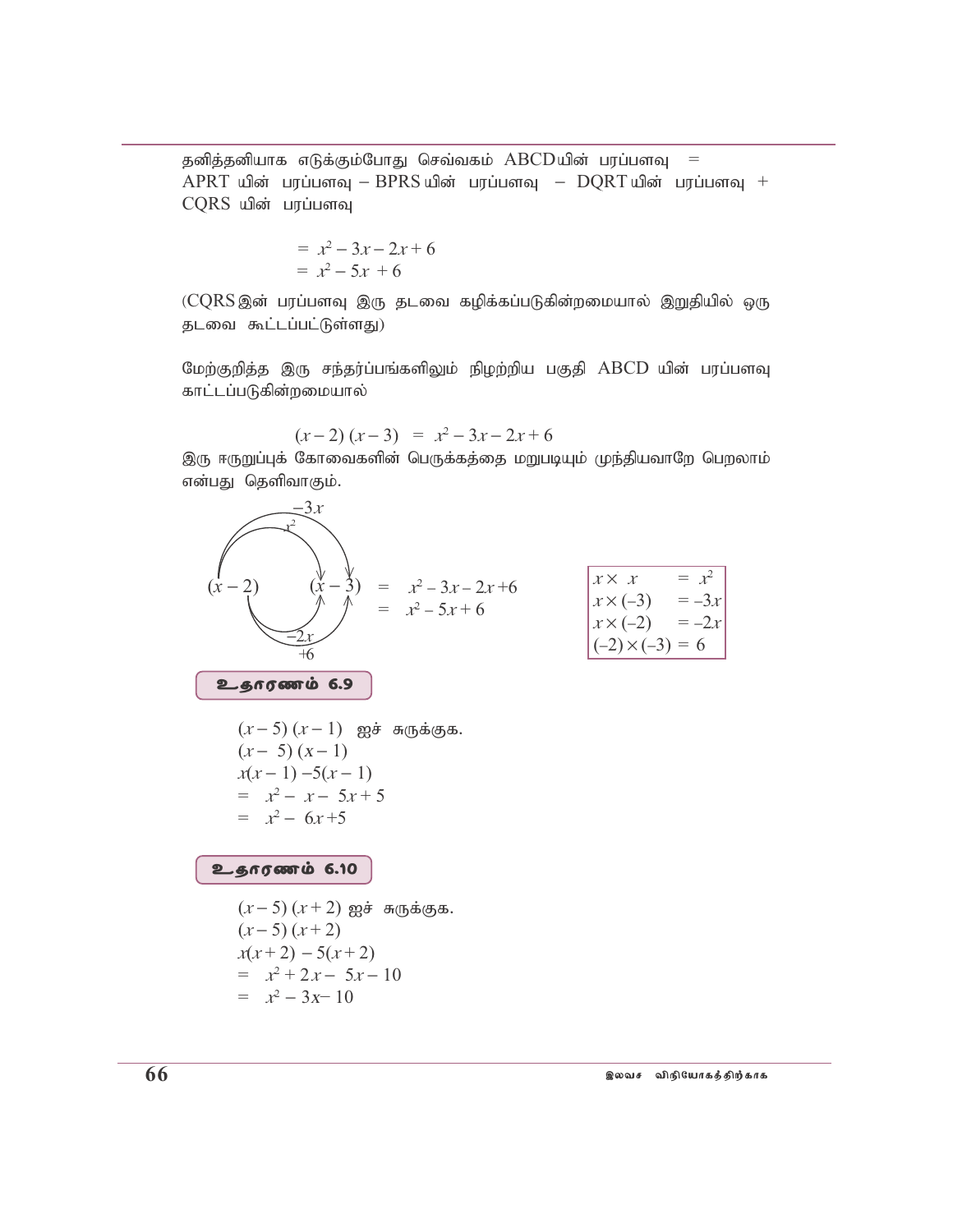தனித்தனியாக எடுக்கும்போது செவ்வகம் ABCDயின் பரப்பளவு = APRT யின் பரப்பளவு − BPRS யின் பரப்பளவு − DQRT யின் பரப்பளவு + CQRS யின் பரப்பளவு

$$= x^2 - 3x - 2x + 6$$
$$= x^2 - 5x + 6$$

(CQRS இன் பரப்பளவு இரு தடவை கழிக்கப்படுகின்றமையால் இறுதியில் ஒரு தடவை கூட்டப்பட்டுள்ளது)

மேற்குறித்த இரு சந்தர்ப்பங்களிலும் நிழற்றிய பகுதி ABCD யின் பரப்பளவு காட்டப்படுகின்றமையால்

$$(x-2)(x-3) = x^2 - 3x - 2x + 6$$

இரு ஈருறுப்புக் கோவைகளின் பெருக்கத்தை மறுபடியும் முந்தியவாறே பெறலாம் என்பது தெளிவாகும்.

$$(x-2)(x-3) = x^2 - 3x - 2x + 6$$
$$= x^2 - 5x + 6$$

| | | |
|---|---|---|
| $x \times x$ | = | $x^2$ |
| $x \times (-3)$ | = | $-3x$ |
| $x \times (-2)$ | = | $-2x$ |
| $(-2) \times (-3)$ | = | $6$ |

**உதாரணம் 6.9**

$(x-5)(x-1)$ ஐச் சுருக்குக.

$(x-5)(x-1)$

$x(x-1) - 5(x-1)$

$= x^2 - x - 5x + 5$

$= x^2 - 6x + 5$

**உதாரணம் 6.10**

$(x-5)(x+2)$ ஐச் சுருக்குக.

$(x-5)(x+2)$

$x(x+2) - 5(x+2)$

$= x^2 + 2x - 5x - 10$

$= x^2 - 3x - 10$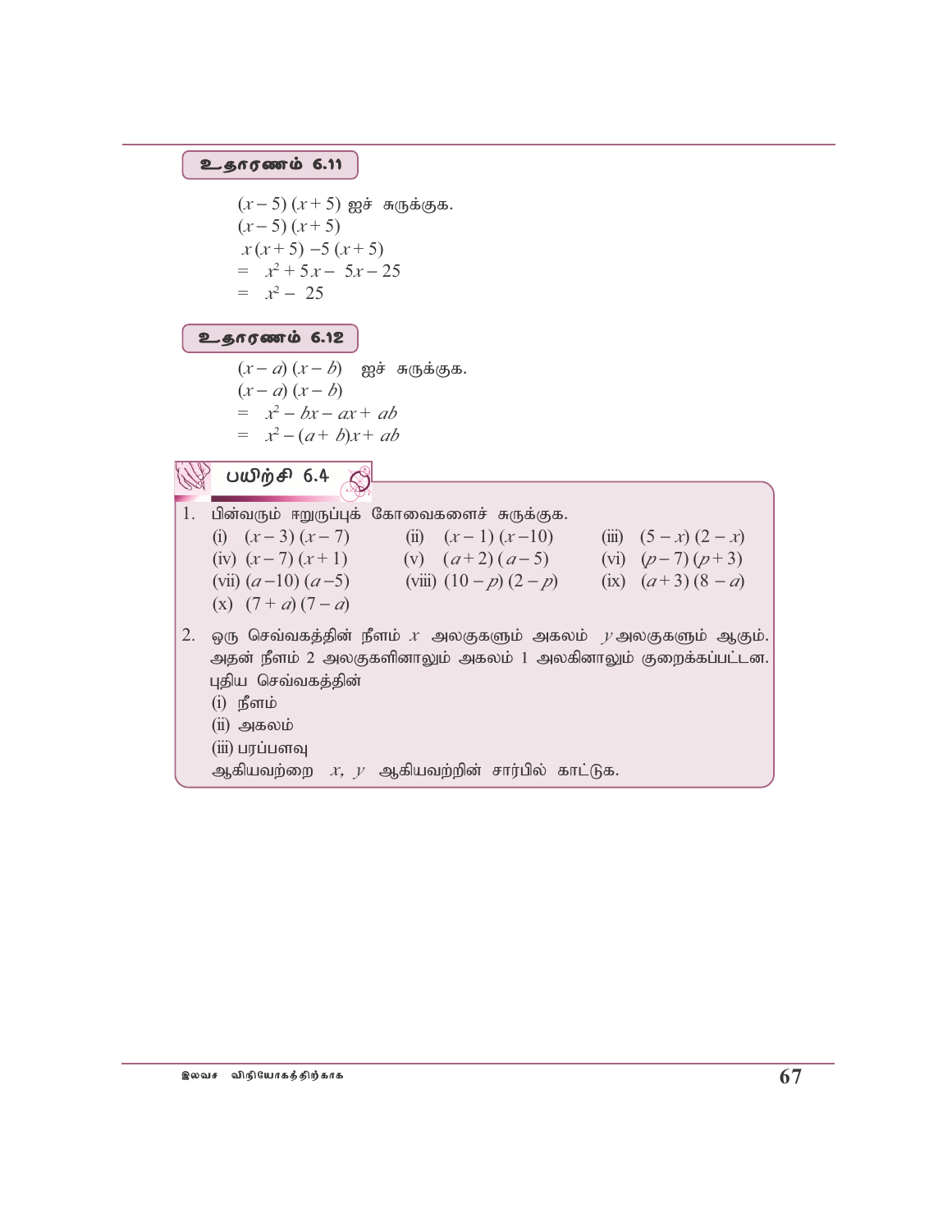**உதாரணம் 6.11**

$(x-5)(x+5)$ ஐச் சுருக்குக.

$(x-5)(x+5)$

$x(x+5) -5(x+5)$

$= x^2 + 5x - 5x - 25$

$= x^2 - 25$

**உதாரணம் 6.12**

$(x-a)(x-b)$ ஐச் சுருக்குக.

$(x-a)(x-b)$

$= x^2 - bx - ax + ab$

$= x^2 - (a+b)x + ab$

## பயிற்சி 6.4

1. பின்வரும் ஈறுருப்புக் கோவைகளைச் சுருக்குக.
   - (i) $(x-3)(x-7)$
   - (ii) $(x-1)(x-10)$
   - (iii) $(5-x)(2-x)$
   - (iv) $(x-7)(x+1)$
   - (v) $(a+2)(a-5)$
   - (vi) $(p-7)(p+3)$
   - (vii) $(a-10)(a-5)$
   - (viii) $(10-p)(2-p)$
   - (ix) $(a+3)(8-a)$
   - (x) $(7+a)(7-a)$

2. ஒரு செவ்வகத்தின் நீளம் $x$ அலகுகளும் அகலம் $y$ அலகுகளும் ஆகும். அதன் நீளம் 2 அலகுகளினாலும் அகலம் 1 அலகினாலும் குறைக்கப்பட்டன. புதிய செவ்வகத்தின்
   - (i) நீளம்
   - (ii) அகலம்
   - (iii) பரப்பளவு

   ஆகியவற்றை $x$, $y$ ஆகியவற்றின் சார்பில் காட்டுக.